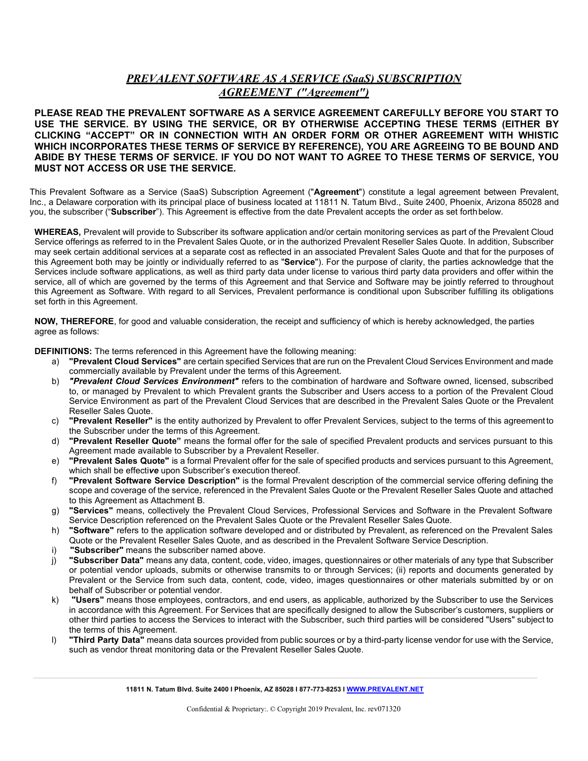# *PREVALENT SOFTWARE AS A SERVICE (SaaS) SUBSCRIPTION AGREEMENT ("Agreement")*

**PLEASE READ THE PREVALENT SOFTWARE AS A SERVICE AGREEMENT CAREFULLY BEFORE YOU START TO USE THE SERVICE. BY USING THE SERVICE, OR BY OTHERWISE ACCEPTING THESE TERMS (EITHER BY CLICKING "ACCEPT" OR IN CONNECTION WITH AN ORDER FORM OR OTHER AGREEMENT WITH WHISTIC WHICH INCORPORATES THESE TERMS OF SERVICE BY REFERENCE), YOU ARE AGREEING TO BE BOUND AND ABIDE BY THESE TERMS OF SERVICE. IF YOU DO NOT WANT TO AGREE TO THESE TERMS OF SERVICE, YOU MUST NOT ACCESS OR USE THE SERVICE.**

This Prevalent Software as a Service (SaaS) Subscription Agreement ("**Agreement**") constitute a legal agreement between Prevalent, Inc., a Delaware corporation with its principal place of business located at 11811 N. Tatum Blvd., Suite 2400, Phoenix, Arizona 85028 and you, the subscriber ("**Subscriber**"). This Agreement is effective from the date Prevalent accepts the order as set forth below.

**WHEREAS,** Prevalent will provide to Subscriber its software application and/or certain monitoring services as part of the Prevalent Cloud Service offerings as referred to in the Prevalent Sales Quote, or in the authorized Prevalent Reseller Sales Quote. In addition, Subscriber may seek certain additional services at a separate cost as reflected in an associated Prevalent Sales Quote and that for the purposes of this Agreement both may be jointly or individually referred to as "**Service**"). For the purpose of clarity, the parties acknowledge that the Services include software applications, as well as third party data under license to various third party data providers and offer within the service, all of which are governed by the terms of this Agreement and that Service and Software may be jointly referred to throughout this Agreement as Software. With regard to all Services, Prevalent performance is conditional upon Subscriber fulfilling its obligations set forth in this Agreement.

**NOW, THEREFORE**, for good and valuable consideration, the receipt and sufficiency of which is hereby acknowledged, the parties agree as follows:

**DEFINITIONS:** The terms referenced in this Agreement have the following meaning:

a) **"Prevalent Cloud Services"** are certain specified Services that are run on the Prevalent Cloud Services Environment and made commercially available by Prevalent under the terms of this Agreement.
b) ***"Prevalent Cloud Services Environment"*** refers to the combination of hardware and Software owned, licensed, subscribed to, or managed by Prevalent to which Prevalent grants the Subscriber and Users access to a portion of the Prevalent Cloud Service Environment as part of the Prevalent Cloud Services that are described in the Prevalent Sales Quote or the Prevalent Reseller Sales Quote.
c) **"Prevalent Reseller"** is the entity authorized by Prevalent to offer Prevalent Services, subject to the terms of this agreement to the Subscriber under the terms of this Agreement.
d) **"Prevalent Reseller Quote"** means the formal offer for the sale of specified Prevalent products and services pursuant to this Agreement made available to Subscriber by a Prevalent Reseller.
e) **"Prevalent Sales Quote"** is a formal Prevalent offer for the sale of specified products and services pursuant to this Agreement, which shall be effecti***ve*** upon Subscriber's execution thereof.
f) **"Prevalent Software Service Description"** is the formal Prevalent description of the commercial service offering defining the scope and coverage of the service, referenced in the Prevalent Sales Quote or the Prevalent Reseller Sales Quote and attached to this Agreement as Attachment B.
g) **"Services"** means, collectively the Prevalent Cloud Services, Professional Services and Software in the Prevalent Software Service Description referenced on the Prevalent Sales Quote or the Prevalent Reseller Sales Quote.
h) **"Software"** refers to the application software developed and or distributed by Prevalent, as referenced on the Prevalent Sales Quote or the Prevalent Reseller Sales Quote, and as described in the Prevalent Software Service Description.
i) **"Subscriber"** means the subscriber named above.
j) **"Subscriber Data"** means any data, content, code, video, images, questionnaires or other materials of any type that Subscriber or potential vendor uploads, submits or otherwise transmits to or through Services; (ii) reports and documents generated by Prevalent or the Service from such data, content, code, video, images questionnaires or other materials submitted by or on behalf of Subscriber or potential vendor.
k) **"Users"** means those employees, contractors, and end users, as applicable, authorized by the Subscriber to use the Services in accordance with this Agreement. For Services that are specifically designed to allow the Subscriber's customers, suppliers or other third parties to access the Services to interact with the Subscriber, such third parties will be considered "Users" subject to the terms of this Agreement.
l) **"Third Party Data"** means data sources provided from public sources or by a third-party license vendor for use with the Service, such as vendor threat monitoring data or the Prevalent Reseller Sales Quote.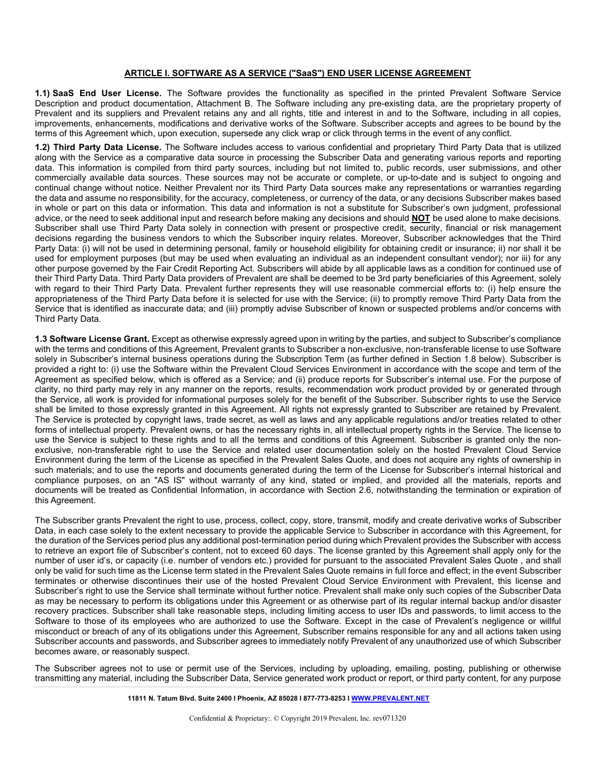## ARTICLE I. SOFTWARE AS A SERVICE ("SaaS") END USER LICENSE AGREEMENT

**1.1) SaaS End User License.** The Software provides the functionality as specified in the printed Prevalent Software Service Description and product documentation, Attachment B. The Software including any pre-existing data, are the proprietary property of Prevalent and its suppliers and Prevalent retains any and all rights, title and interest in and to the Software, including in all copies, improvements, enhancements, modifications and derivative works of the Software. Subscriber accepts and agrees to be bound by the terms of this Agreement which, upon execution, supersede any click wrap or click through terms in the event of any conflict.

**1.2) Third Party Data License.** The Software includes access to various confidential and proprietary Third Party Data that is utilized along with the Service as a comparative data source in processing the Subscriber Data and generating various reports and reporting data. This information is compiled from third party sources, including but not limited to, public records, user submissions, and other commercially available data sources. These sources may not be accurate or complete, or up-to-date and is subject to ongoing and continual change without notice. Neither Prevalent nor its Third Party Data sources make any representations or warranties regarding the data and assume no responsibility, for the accuracy, completeness, or currency of the data, or any decisions Subscriber makes based in whole or part on this data or information. This data and information is not a substitute for Subscriber's own judgment, professional advice, or the need to seek additional input and research before making any decisions and should **NOT** be used alone to make decisions. Subscriber shall use Third Party Data solely in connection with present or prospective credit, security, financial or risk management decisions regarding the business vendors to which the Subscriber inquiry relates. Moreover, Subscriber acknowledges that the Third Party Data: (i) will not be used in determining personal, family or household eligibility for obtaining credit or insurance; ii) nor shall it be used for employment purposes (but may be used when evaluating an individual as an independent consultant vendor); nor iii) for any other purpose governed by the Fair Credit Reporting Act. Subscribers will abide by all applicable laws as a condition for continued use of their Third Party Data. Third Party Data providers of Prevalent are shall be deemed to be 3rd party beneficiaries of this Agreement, solely with regard to their Third Party Data. Prevalent further represents they will use reasonable commercial efforts to: (i) help ensure the appropriateness of the Third Party Data before it is selected for use with the Service; (ii) to promptly remove Third Party Data from the Service that is identified as inaccurate data; and (iii) promptly advise Subscriber of known or suspected problems and/or concerns with Third Party Data.

**1.3 Software License Grant.** Except as otherwise expressly agreed upon in writing by the parties, and subject to Subscriber's compliance with the terms and conditions of this Agreement, Prevalent grants to Subscriber a non-exclusive, non-transferable license to use Software solely in Subscriber's internal business operations during the Subscription Term (as further defined in Section 1.8 below). Subscriber is provided a right to: (i) use the Software within the Prevalent Cloud Services Environment in accordance with the scope and term of the Agreement as specified below, which is offered as a Service; and (ii) produce reports for Subscriber's internal use. For the purpose of clarity, no third party may rely in any manner on the reports, results, recommendation work product provided by or generated through the Service, all work is provided for informational purposes solely for the benefit of the Subscriber. Subscriber rights to use the Service shall be limited to those expressly granted in this Agreement. All rights not expressly granted to Subscriber are retained by Prevalent. The Service is protected by copyright laws, trade secret, as well as laws and any applicable regulations and/or treaties related to other forms of intellectual property. Prevalent owns, or has the necessary rights in, all intellectual property rights in the Service. The license to use the Service is subject to these rights and to all the terms and conditions of this Agreement. Subscriber is granted only the non-exclusive, non-transferable right to use the Service and related user documentation solely on the hosted Prevalent Cloud Service Environment during the term of the License as specified in the Prevalent Sales Quote, and does not acquire any rights of ownership in such materials; and to use the reports and documents generated during the term of the License for Subscriber's internal historical and compliance purposes, on an "AS IS" without warranty of any kind, stated or implied, and provided all the materials, reports and documents will be treated as Confidential Information, in accordance with Section 2.6, notwithstanding the termination or expiration of this Agreement.

The Subscriber grants Prevalent the right to use, process, collect, copy, store, transmit, modify and create derivative works of Subscriber Data, in each case solely to the extent necessary to provide the applicable Service to Subscriber in accordance with this Agreement, for the duration of the Services period plus any additional post-termination period during which Prevalent provides the Subscriber with access to retrieve an export file of Subscriber's content, not to exceed 60 days. The license granted by this Agreement shall apply only for the number of user id's, or capacity (i.e. number of vendors etc.) provided for pursuant to the associated Prevalent Sales Quote , and shall only be valid for such time as the License term stated in the Prevalent Sales Quote remains in full force and effect; in the event Subscriber terminates or otherwise discontinues their use of the hosted Prevalent Cloud Service Environment with Prevalent, this license and Subscriber's right to use the Service shall terminate without further notice. Prevalent shall make only such copies of the Subscriber Data as may be necessary to perform its obligations under this Agreement or as otherwise part of its regular internal backup and/or disaster recovery practices. Subscriber shall take reasonable steps, including limiting access to user IDs and passwords, to limit access to the Software to those of its employees who are authorized to use the Software. Except in the case of Prevalent's negligence or willful misconduct or breach of any of its obligations under this Agreement, Subscriber remains responsible for any and all actions taken using Subscriber accounts and passwords, and Subscriber agrees to immediately notify Prevalent of any unauthorized use of which Subscriber becomes aware, or reasonably suspect.

The Subscriber agrees not to use or permit use of the Services, including by uploading, emailing, posting, publishing or otherwise transmitting any material, including the Subscriber Data, Service generated work product or report, or third party content, for any purpose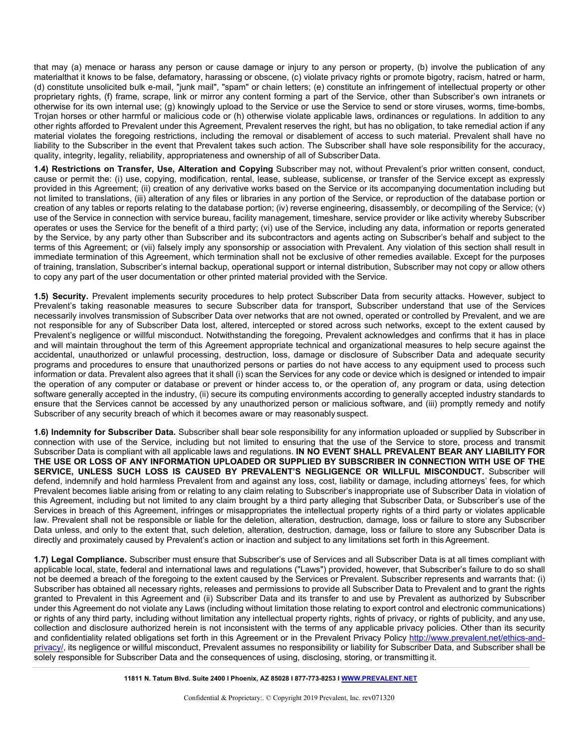that may (a) menace or harass any person or cause damage or injury to any person or property, (b) involve the publication of any materialthat it knows to be false, defamatory, harassing or obscene, (c) violate privacy rights or promote bigotry, racism, hatred or harm, (d) constitute unsolicited bulk e-mail, "junk mail", "spam" or chain letters; (e) constitute an infringement of intellectual property or other proprietary rights, (f) frame, scrape, link or mirror any content forming a part of the Service, other than Subscriber's own intranets or otherwise for its own internal use; (g) knowingly upload to the Service or use the Service to send or store viruses, worms, time-bombs, Trojan horses or other harmful or malicious code or (h) otherwise violate applicable laws, ordinances or regulations. In addition to any other rights afforded to Prevalent under this Agreement, Prevalent reserves the right, but has no obligation, to take remedial action if any material violates the foregoing restrictions, including the removal or disablement of access to such material. Prevalent shall have no liability to the Subscriber in the event that Prevalent takes such action. The Subscriber shall have sole responsibility for the accuracy, quality, integrity, legality, reliability, appropriateness and ownership of all of Subscriber Data.

**1.4) Restrictions on Transfer, Use, Alteration and Copying** Subscriber may not, without Prevalent's prior written consent, conduct, cause or permit the: (i) use, copying, modification, rental, lease, sublease, sublicense, or transfer of the Service except as expressly provided in this Agreement; (ii) creation of any derivative works based on the Service or its accompanying documentation including but not limited to translations, (iii) alteration of any files or libraries in any portion of the Service, or reproduction of the database portion or creation of any tables or reports relating to the database portion; (iv) reverse engineering, disassembly, or decompiling of the Service; (v) use of the Service in connection with service bureau, facility management, timeshare, service provider or like activity whereby Subscriber operates or uses the Service for the benefit of a third party; (vi) use of the Service, including any data, information or reports generated by the Service, by any party other than Subscriber and its subcontractors and agents acting on Subscriber's behalf and subject to the terms of this Agreement; or (vii) falsely imply any sponsorship or association with Prevalent. Any violation of this section shall result in immediate termination of this Agreement, which termination shall not be exclusive of other remedies available. Except for the purposes of training, translation, Subscriber's internal backup, operational support or internal distribution, Subscriber may not copy or allow others to copy any part of the user documentation or other printed material provided with the Service.

**1.5) Security.** Prevalent implements security procedures to help protect Subscriber Data from security attacks. However, subject to Prevalent's taking reasonable measures to secure Subscriber data for transport, Subscriber understand that use of the Services necessarily involves transmission of Subscriber Data over networks that are not owned, operated or controlled by Prevalent, and we are not responsible for any of Subscriber Data lost, altered, intercepted or stored across such networks, except to the extent caused by Prevalent's negligence or willful misconduct. Notwithstanding the foregoing, Prevalent acknowledges and confirms that it has in place and will maintain throughout the term of this Agreement appropriate technical and organizational measures to help secure against the accidental, unauthorized or unlawful processing, destruction, loss, damage or disclosure of Subscriber Data and adequate security programs and procedures to ensure that unauthorized persons or parties do not have access to any equipment used to process such information or data. Prevalent also agrees that it shall (i) scan the Services for any code or device which is designed or intended to impair the operation of any computer or database or prevent or hinder access to, or the operation of, any program or data, using detection software generally accepted in the industry, (ii) secure its computing environments according to generally accepted industry standards to ensure that the Services cannot be accessed by any unauthorized person or malicious software, and (iii) promptly remedy and notify Subscriber of any security breach of which it becomes aware or may reasonably suspect.

**1.6) Indemnity for Subscriber Data.** Subscriber shall bear sole responsibility for any information uploaded or supplied by Subscriber in connection with use of the Service, including but not limited to ensuring that the use of the Service to store, process and transmit Subscriber Data is compliant with all applicable laws and regulations. **IN NO EVENT SHALL PREVALENT BEAR ANY LIABILITY FOR THE USE OR LOSS OF ANY INFORMATION UPLOADED OR SUPPLIED BY SUBSCRIBER IN CONNECTION WITH USE OF THE SERVICE, UNLESS SUCH LOSS IS CAUSED BY PREVALENT'S NEGLIGENCE OR WILLFUL MISCONDUCT.** Subscriber will defend, indemnify and hold harmless Prevalent from and against any loss, cost, liability or damage, including attorneys' fees, for which Prevalent becomes liable arising from or relating to any claim relating to Subscriber's inappropriate use of Subscriber Data in violation of this Agreement, including but not limited to any claim brought by a third party alleging that Subscriber Data, or Subscriber's use of the Services in breach of this Agreement, infringes or misappropriates the intellectual property rights of a third party or violates applicable law. Prevalent shall not be responsible or liable for the deletion, alteration, destruction, damage, loss or failure to store any Subscriber Data unless, and only to the extent that, such deletion, alteration, destruction, damage, loss or failure to store any Subscriber Data is directly and proximately caused by Prevalent's action or inaction and subject to any limitations set forth in this Agreement.

**1.7) Legal Compliance.** Subscriber must ensure that Subscriber's use of Services and all Subscriber Data is at all times compliant with applicable local, state, federal and international laws and regulations ("Laws") provided, however, that Subscriber's failure to do so shall not be deemed a breach of the foregoing to the extent caused by the Services or Prevalent. Subscriber represents and warrants that: (i) Subscriber has obtained all necessary rights, releases and permissions to provide all Subscriber Data to Prevalent and to grant the rights granted to Prevalent in this Agreement and (ii) Subscriber Data and its transfer to and use by Prevalent as authorized by Subscriber under this Agreement do not violate any Laws (including without limitation those relating to export control and electronic communications) or rights of any third party, including without limitation any intellectual property rights, rights of privacy, or rights of publicity, and any use, collection and disclosure authorized herein is not inconsistent with the terms of any applicable privacy policies. Other than its security and confidentiality related obligations set forth in this Agreement or in the Prevalent Privacy Policy [http://www.prevalent.net/ethics-and-privacy/](http://www.prevalent.net/ethics-and-privacy/), its negligence or willful misconduct, Prevalent assumes no responsibility or liability for Subscriber Data, and Subscriber shall be solely responsible for Subscriber Data and the consequences of using, disclosing, storing, or transmitting it.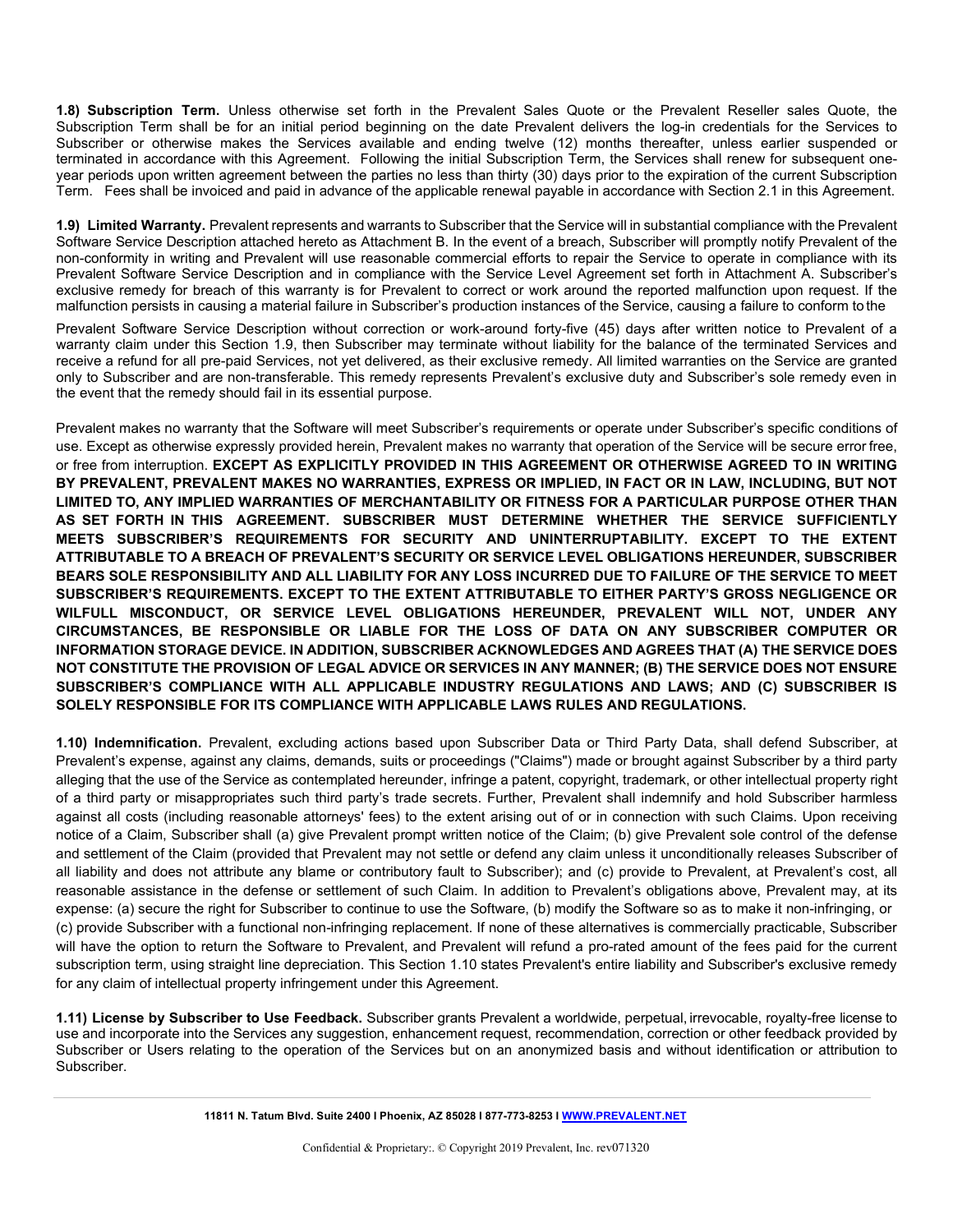**1.8) Subscription Term.** Unless otherwise set forth in the Prevalent Sales Quote or the Prevalent Reseller sales Quote, the Subscription Term shall be for an initial period beginning on the date Prevalent delivers the log-in credentials for the Services to Subscriber or otherwise makes the Services available and ending twelve (12) months thereafter, unless earlier suspended or terminated in accordance with this Agreement. Following the initial Subscription Term, the Services shall renew for subsequent one-year periods upon written agreement between the parties no less than thirty (30) days prior to the expiration of the current Subscription Term. Fees shall be invoiced and paid in advance of the applicable renewal payable in accordance with Section 2.1 in this Agreement.

**1.9) Limited Warranty.** Prevalent represents and warrants to Subscriber that the Service will in substantial compliance with the Prevalent Software Service Description attached hereto as Attachment B. In the event of a breach, Subscriber will promptly notify Prevalent of the non-conformity in writing and Prevalent will use reasonable commercial efforts to repair the Service to operate in compliance with its Prevalent Software Service Description and in compliance with the Service Level Agreement set forth in Attachment A. Subscriber's exclusive remedy for breach of this warranty is for Prevalent to correct or work around the reported malfunction upon request. If the malfunction persists in causing a material failure in Subscriber's production instances of the Service, causing a failure to conform to the Prevalent Software Service Description without correction or work-around forty-five (45) days after written notice to Prevalent of a warranty claim under this Section 1.9, then Subscriber may terminate without liability for the balance of the terminated Services and receive a refund for all pre-paid Services, not yet delivered, as their exclusive remedy. All limited warranties on the Service are granted only to Subscriber and are non-transferable. This remedy represents Prevalent's exclusive duty and Subscriber's sole remedy even in the event that the remedy should fail in its essential purpose.

Prevalent makes no warranty that the Software will meet Subscriber's requirements or operate under Subscriber's specific conditions of use. Except as otherwise expressly provided herein, Prevalent makes no warranty that operation of the Service will be secure error free, or free from interruption. **EXCEPT AS EXPLICITLY PROVIDED IN THIS AGREEMENT OR OTHERWISE AGREED TO IN WRITING BY PREVALENT, PREVALENT MAKES NO WARRANTIES, EXPRESS OR IMPLIED, IN FACT OR IN LAW, INCLUDING, BUT NOT LIMITED TO, ANY IMPLIED WARRANTIES OF MERCHANTABILITY OR FITNESS FOR A PARTICULAR PURPOSE OTHER THAN AS SET FORTH IN THIS AGREEMENT. SUBSCRIBER MUST DETERMINE WHETHER THE SERVICE SUFFICIENTLY MEETS SUBSCRIBER'S REQUIREMENTS FOR SECURITY AND UNINTERRUPTABILITY. EXCEPT TO THE EXTENT ATTRIBUTABLE TO A BREACH OF PREVALENT'S SECURITY OR SERVICE LEVEL OBLIGATIONS HEREUNDER, SUBSCRIBER BEARS SOLE RESPONSIBILITY AND ALL LIABILITY FOR ANY LOSS INCURRED DUE TO FAILURE OF THE SERVICE TO MEET SUBSCRIBER'S REQUIREMENTS. EXCEPT TO THE EXTENT ATTRIBUTABLE TO EITHER PARTY'S GROSS NEGLIGENCE OR WILFULL MISCONDUCT, OR SERVICE LEVEL OBLIGATIONS HEREUNDER, PREVALENT WILL NOT, UNDER ANY CIRCUMSTANCES, BE RESPONSIBLE OR LIABLE FOR THE LOSS OF DATA ON ANY SUBSCRIBER COMPUTER OR INFORMATION STORAGE DEVICE. IN ADDITION, SUBSCRIBER ACKNOWLEDGES AND AGREES THAT (A) THE SERVICE DOES NOT CONSTITUTE THE PROVISION OF LEGAL ADVICE OR SERVICES IN ANY MANNER; (B) THE SERVICE DOES NOT ENSURE SUBSCRIBER'S COMPLIANCE WITH ALL APPLICABLE INDUSTRY REGULATIONS AND LAWS; AND (C) SUBSCRIBER IS SOLELY RESPONSIBLE FOR ITS COMPLIANCE WITH APPLICABLE LAWS RULES AND REGULATIONS.**

**1.10) Indemnification.** Prevalent, excluding actions based upon Subscriber Data or Third Party Data, shall defend Subscriber, at Prevalent's expense, against any claims, demands, suits or proceedings ("Claims") made or brought against Subscriber by a third party alleging that the use of the Service as contemplated hereunder, infringe a patent, copyright, trademark, or other intellectual property right of a third party or misappropriates such third party's trade secrets. Further, Prevalent shall indemnify and hold Subscriber harmless against all costs (including reasonable attorneys' fees) to the extent arising out of or in connection with such Claims. Upon receiving notice of a Claim, Subscriber shall (a) give Prevalent prompt written notice of the Claim; (b) give Prevalent sole control of the defense and settlement of the Claim (provided that Prevalent may not settle or defend any claim unless it unconditionally releases Subscriber of all liability and does not attribute any blame or contributory fault to Subscriber); and (c) provide to Prevalent, at Prevalent's cost, all reasonable assistance in the defense or settlement of such Claim. In addition to Prevalent's obligations above, Prevalent may, at its expense: (a) secure the right for Subscriber to continue to use the Software, (b) modify the Software so as to make it non-infringing, or (c) provide Subscriber with a functional non-infringing replacement. If none of these alternatives is commercially practicable, Subscriber will have the option to return the Software to Prevalent, and Prevalent will refund a pro-rated amount of the fees paid for the current subscription term, using straight line depreciation. This Section 1.10 states Prevalent's entire liability and Subscriber's exclusive remedy for any claim of intellectual property infringement under this Agreement.

**1.11) License by Subscriber to Use Feedback.** Subscriber grants Prevalent a worldwide, perpetual, irrevocable, royalty-free license to use and incorporate into the Services any suggestion, enhancement request, recommendation, correction or other feedback provided by Subscriber or Users relating to the operation of the Services but on an anonymized basis and without identification or attribution to Subscriber.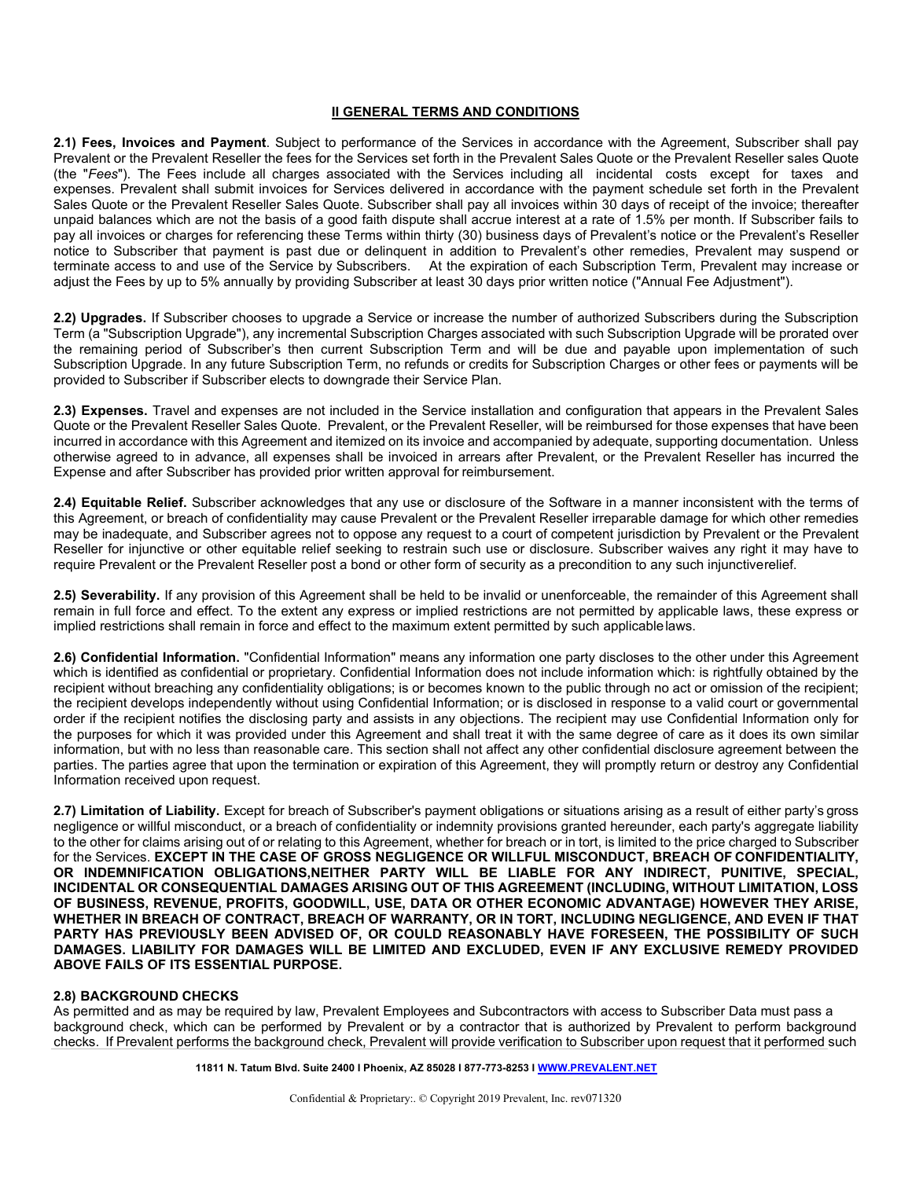## II GENERAL TERMS AND CONDITIONS

**2.1) Fees, Invoices and Payment**. Subject to performance of the Services in accordance with the Agreement, Subscriber shall pay Prevalent or the Prevalent Reseller the fees for the Services set forth in the Prevalent Sales Quote or the Prevalent Reseller sales Quote (the "*Fees*"). The Fees include all charges associated with the Services including all incidental costs except for taxes and expenses. Prevalent shall submit invoices for Services delivered in accordance with the payment schedule set forth in the Prevalent Sales Quote or the Prevalent Reseller Sales Quote. Subscriber shall pay all invoices within 30 days of receipt of the invoice; thereafter unpaid balances which are not the basis of a good faith dispute shall accrue interest at a rate of 1.5% per month. If Subscriber fails to pay all invoices or charges for referencing these Terms within thirty (30) business days of Prevalent's notice or the Prevalent's Reseller notice to Subscriber that payment is past due or delinquent in addition to Prevalent's other remedies, Prevalent may suspend or terminate access to and use of the Service by Subscribers. At the expiration of each Subscription Term, Prevalent may increase or adjust the Fees by up to 5% annually by providing Subscriber at least 30 days prior written notice ("Annual Fee Adjustment").

**2.2) Upgrades.** If Subscriber chooses to upgrade a Service or increase the number of authorized Subscribers during the Subscription Term (a "Subscription Upgrade"), any incremental Subscription Charges associated with such Subscription Upgrade will be prorated over the remaining period of Subscriber's then current Subscription Term and will be due and payable upon implementation of such Subscription Upgrade. In any future Subscription Term, no refunds or credits for Subscription Charges or other fees or payments will be provided to Subscriber if Subscriber elects to downgrade their Service Plan.

**2.3) Expenses.** Travel and expenses are not included in the Service installation and configuration that appears in the Prevalent Sales Quote or the Prevalent Reseller Sales Quote. Prevalent, or the Prevalent Reseller, will be reimbursed for those expenses that have been incurred in accordance with this Agreement and itemized on its invoice and accompanied by adequate, supporting documentation. Unless otherwise agreed to in advance, all expenses shall be invoiced in arrears after Prevalent, or the Prevalent Reseller has incurred the Expense and after Subscriber has provided prior written approval for reimbursement.

**2.4) Equitable Relief.** Subscriber acknowledges that any use or disclosure of the Software in a manner inconsistent with the terms of this Agreement, or breach of confidentiality may cause Prevalent or the Prevalent Reseller irreparable damage for which other remedies may be inadequate, and Subscriber agrees not to oppose any request to a court of competent jurisdiction by Prevalent or the Prevalent Reseller for injunctive or other equitable relief seeking to restrain such use or disclosure. Subscriber waives any right it may have to require Prevalent or the Prevalent Reseller post a bond or other form of security as a precondition to any such injunctiverelief.

**2.5) Severability.** If any provision of this Agreement shall be held to be invalid or unenforceable, the remainder of this Agreement shall remain in full force and effect. To the extent any express or implied restrictions are not permitted by applicable laws, these express or implied restrictions shall remain in force and effect to the maximum extent permitted by such applicablelaws.

**2.6) Confidential Information.** "Confidential Information" means any information one party discloses to the other under this Agreement which is identified as confidential or proprietary. Confidential Information does not include information which: is rightfully obtained by the recipient without breaching any confidentiality obligations; is or becomes known to the public through no act or omission of the recipient; the recipient develops independently without using Confidential Information; or is disclosed in response to a valid court or governmental order if the recipient notifies the disclosing party and assists in any objections. The recipient may use Confidential Information only for the purposes for which it was provided under this Agreement and shall treat it with the same degree of care as it does its own similar information, but with no less than reasonable care. This section shall not affect any other confidential disclosure agreement between the parties. The parties agree that upon the termination or expiration of this Agreement, they will promptly return or destroy any Confidential Information received upon request.

**2.7) Limitation of Liability.** Except for breach of Subscriber's payment obligations or situations arising as a result of either party's gross negligence or willful misconduct, or a breach of confidentiality or indemnity provisions granted hereunder, each party's aggregate liability to the other for claims arising out of or relating to this Agreement, whether for breach or in tort, is limited to the price charged to Subscriber for the Services. **EXCEPT IN THE CASE OF GROSS NEGLIGENCE OR WILLFUL MISCONDUCT, BREACH OF CONFIDENTIALITY, OR INDEMNIFICATION OBLIGATIONS,NEITHER PARTY WILL BE LIABLE FOR ANY INDIRECT, PUNITIVE, SPECIAL, INCIDENTAL OR CONSEQUENTIAL DAMAGES ARISING OUT OF THIS AGREEMENT (INCLUDING, WITHOUT LIMITATION, LOSS OF BUSINESS, REVENUE, PROFITS, GOODWILL, USE, DATA OR OTHER ECONOMIC ADVANTAGE) HOWEVER THEY ARISE, WHETHER IN BREACH OF CONTRACT, BREACH OF WARRANTY, OR IN TORT, INCLUDING NEGLIGENCE, AND EVEN IF THAT PARTY HAS PREVIOUSLY BEEN ADVISED OF, OR COULD REASONABLY HAVE FORESEEN, THE POSSIBILITY OF SUCH DAMAGES. LIABILITY FOR DAMAGES WILL BE LIMITED AND EXCLUDED, EVEN IF ANY EXCLUSIVE REMEDY PROVIDED ABOVE FAILS OF ITS ESSENTIAL PURPOSE.**

**2.8) BACKGROUND CHECKS**

As permitted and as may be required by law, Prevalent Employees and Subcontractors with access to Subscriber Data must pass a background check, which can be performed by Prevalent or by a contractor that is authorized by Prevalent to perform background checks. If Prevalent performs the background check, Prevalent will provide verification to Subscriber upon request that it performed such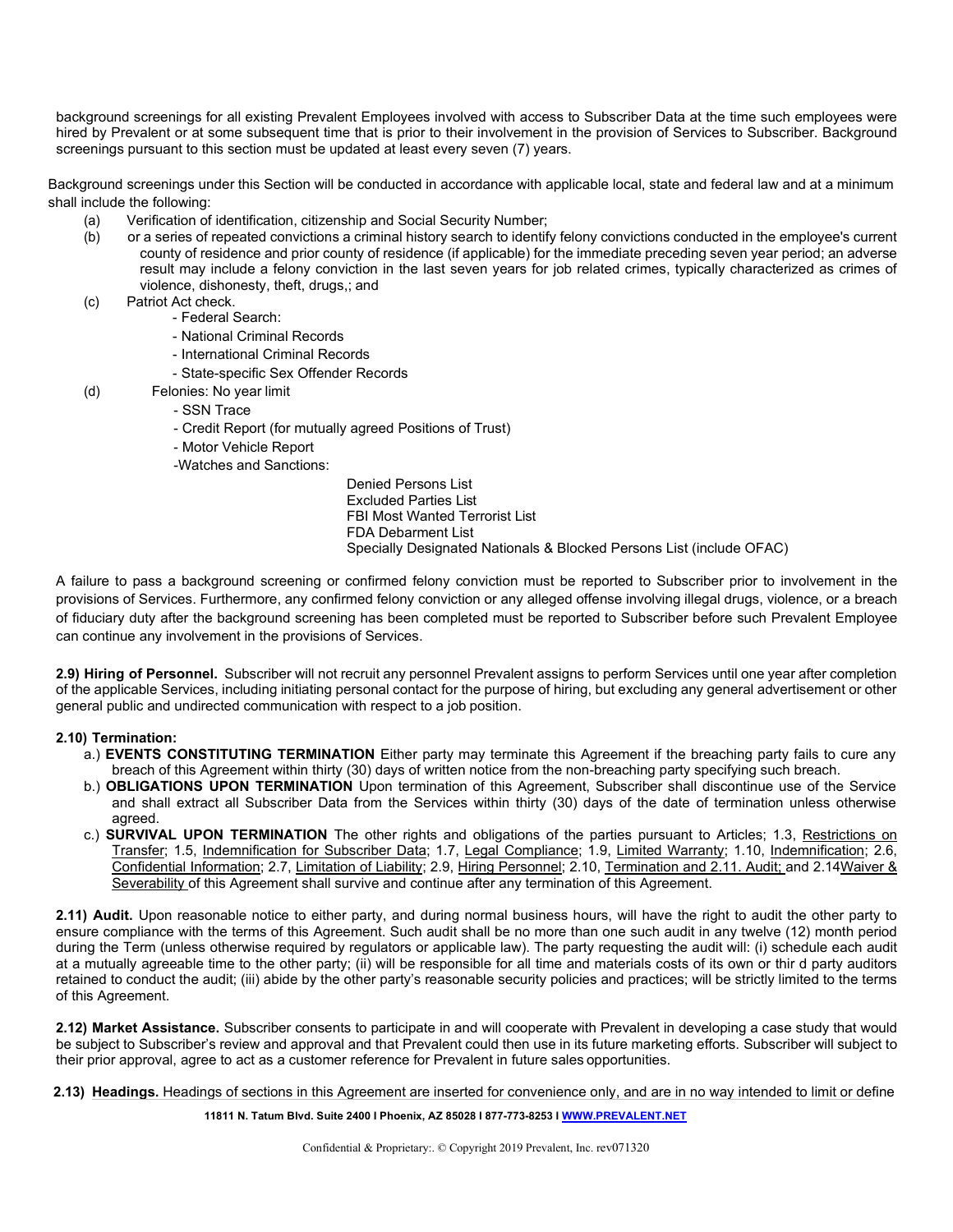background screenings for all existing Prevalent Employees involved with access to Subscriber Data at the time such employees were hired by Prevalent or at some subsequent time that is prior to their involvement in the provision of Services to Subscriber. Background screenings pursuant to this section must be updated at least every seven (7) years.

Background screenings under this Section will be conducted in accordance with applicable local, state and federal law and at a minimum shall include the following:

(a) Verification of identification, citizenship and Social Security Number;

(b) or a series of repeated convictions a criminal history search to identify felony convictions conducted in the employee's current county of residence and prior county of residence (if applicable) for the immediate preceding seven year period; an adverse result may include a felony conviction in the last seven years for job related crimes, typically characterized as crimes of violence, dishonesty, theft, drugs,; and

(c) Patriot Act check.
- Federal Search:
- National Criminal Records
- International Criminal Records
- State-specific Sex Offender Records

(d) Felonies: No year limit
- SSN Trace
- Credit Report (for mutually agreed Positions of Trust)
- Motor Vehicle Report
- Watches and Sanctions:
  - Denied Persons List
  - Excluded Parties List
  - FBI Most Wanted Terrorist List
  - FDA Debarment List
  - Specially Designated Nationals & Blocked Persons List (include OFAC)

A failure to pass a background screening or confirmed felony conviction must be reported to Subscriber prior to involvement in the provisions of Services. Furthermore, any confirmed felony conviction or any alleged offense involving illegal drugs, violence, or a breach of fiduciary duty after the background screening has been completed must be reported to Subscriber before such Prevalent Employee can continue any involvement in the provisions of Services.

**2.9) Hiring of Personnel.** Subscriber will not recruit any personnel Prevalent assigns to perform Services until one year after completion of the applicable Services, including initiating personal contact for the purpose of hiring, but excluding any general advertisement or other general public and undirected communication with respect to a job position.

**2.10) Termination:**

a.) **EVENTS CONSTITUTING TERMINATION** Either party may terminate this Agreement if the breaching party fails to cure any breach of this Agreement within thirty (30) days of written notice from the non-breaching party specifying such breach.

b.) **OBLIGATIONS UPON TERMINATION** Upon termination of this Agreement, Subscriber shall discontinue use of the Service and shall extract all Subscriber Data from the Services within thirty (30) days of the date of termination unless otherwise agreed.

c.) **SURVIVAL UPON TERMINATION** The other rights and obligations of the parties pursuant to Articles; 1.3, Restrictions on Transfer; 1.5, Indemnification for Subscriber Data; 1.7, Legal Compliance; 1.9, Limited Warranty; 1.10, Indemnification; 2.6, Confidential Information; 2.7, Limitation of Liability; 2.9, Hiring Personnel; 2.10, Termination and 2.11. Audit; and 2.14Waiver & Severability of this Agreement shall survive and continue after any termination of this Agreement.

**2.11) Audit.** Upon reasonable notice to either party, and during normal business hours, will have the right to audit the other party to ensure compliance with the terms of this Agreement. Such audit shall be no more than one such audit in any twelve (12) month period during the Term (unless otherwise required by regulators or applicable law). The party requesting the audit will: (i) schedule each audit at a mutually agreeable time to the other party; (ii) will be responsible for all time and materials costs of its own or thir d party auditors retained to conduct the audit; (iii) abide by the other party's reasonable security policies and practices; will be strictly limited to the terms of this Agreement.

**2.12) Market Assistance.** Subscriber consents to participate in and will cooperate with Prevalent in developing a case study that would be subject to Subscriber's review and approval and that Prevalent could then use in its future marketing efforts. Subscriber will subject to their prior approval, agree to act as a customer reference for Prevalent in future sales opportunities.

**2.13) Headings.** Headings of sections in this Agreement are inserted for convenience only, and are in no way intended to limit or define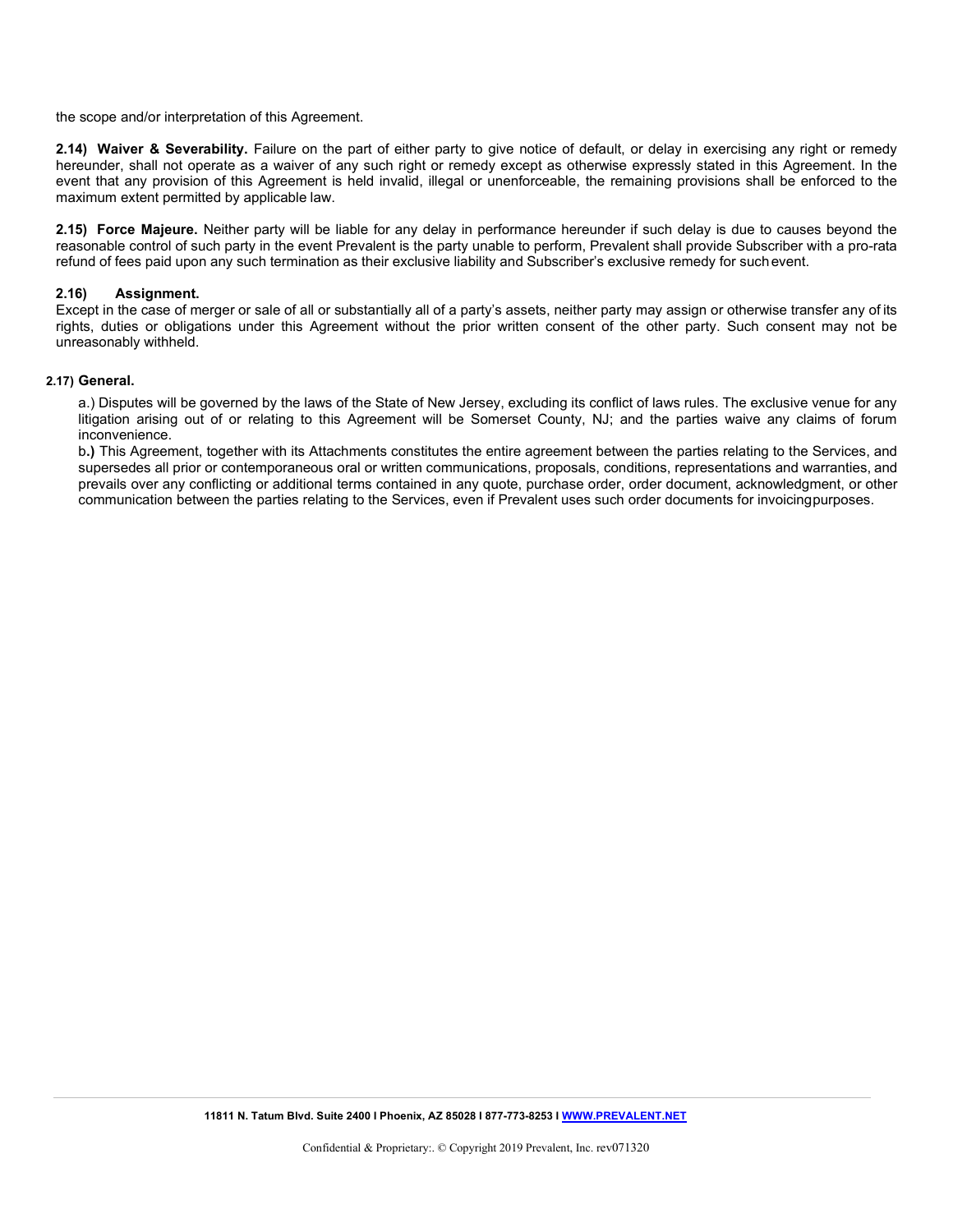the scope and/or interpretation of this Agreement.

**2.14) Waiver & Severability.** Failure on the part of either party to give notice of default, or delay in exercising any right or remedy hereunder, shall not operate as a waiver of any such right or remedy except as otherwise expressly stated in this Agreement. In the event that any provision of this Agreement is held invalid, illegal or unenforceable, the remaining provisions shall be enforced to the maximum extent permitted by applicable law.

**2.15) Force Majeure.** Neither party will be liable for any delay in performance hereunder if such delay is due to causes beyond the reasonable control of such party in the event Prevalent is the party unable to perform, Prevalent shall provide Subscriber with a pro-rata refund of fees paid upon any such termination as their exclusive liability and Subscriber's exclusive remedy for such event.

**2.16) Assignment.**
Except in the case of merger or sale of all or substantially all of a party's assets, neither party may assign or otherwise transfer any of its rights, duties or obligations under this Agreement without the prior written consent of the other party. Such consent may not be unreasonably withheld.

**2.17) General.**

a.) Disputes will be governed by the laws of the State of New Jersey, excluding its conflict of laws rules. The exclusive venue for any litigation arising out of or relating to this Agreement will be Somerset County, NJ; and the parties waive any claims of forum inconvenience.

b.) This Agreement, together with its Attachments constitutes the entire agreement between the parties relating to the Services, and supersedes all prior or contemporaneous oral or written communications, proposals, conditions, representations and warranties, and prevails over any conflicting or additional terms contained in any quote, purchase order, order document, acknowledgment, or other communication between the parties relating to the Services, even if Prevalent uses such order documents for invoicing purposes.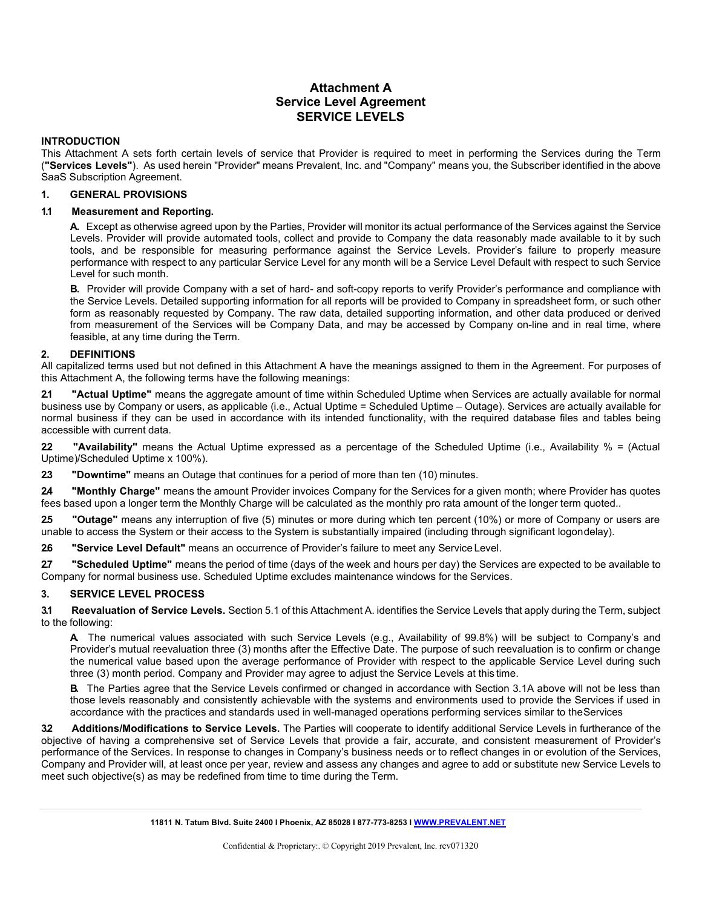# Attachment A
# Service Level Agreement
# SERVICE LEVELS

**INTRODUCTION**

This Attachment A sets forth certain levels of service that Provider is required to meet in performing the Services during the Term (**"Services Levels"**). As used herein "Provider" means Prevalent, Inc. and "Company" means you, the Subscriber identified in the above SaaS Subscription Agreement.

**1. GENERAL PROVISIONS**

**1.1 Measurement and Reporting.**

**A.** Except as otherwise agreed upon by the Parties, Provider will monitor its actual performance of the Services against the Service Levels. Provider will provide automated tools, collect and provide to Company the data reasonably made available to it by such tools, and be responsible for measuring performance against the Service Levels. Provider's failure to properly measure performance with respect to any particular Service Level for any month will be a Service Level Default with respect to such Service Level for such month.

**B.** Provider will provide Company with a set of hard- and soft-copy reports to verify Provider's performance and compliance with the Service Levels. Detailed supporting information for all reports will be provided to Company in spreadsheet form, or such other form as reasonably requested by Company. The raw data, detailed supporting information, and other data produced or derived from measurement of the Services will be Company Data, and may be accessed by Company on-line and in real time, where feasible, at any time during the Term.

**2. DEFINITIONS**

All capitalized terms used but not defined in this Attachment A have the meanings assigned to them in the Agreement. For purposes of this Attachment A, the following terms have the following meanings:

**2.1 "Actual Uptime"** means the aggregate amount of time within Scheduled Uptime when Services are actually available for normal business use by Company or users, as applicable (i.e., Actual Uptime = Scheduled Uptime – Outage). Services are actually available for normal business if they can be used in accordance with its intended functionality, with the required database files and tables being accessible with current data.

**2.2 "Availability"** means the Actual Uptime expressed as a percentage of the Scheduled Uptime (i.e., Availability % = (Actual Uptime)/Scheduled Uptime x 100%).

**2.3 "Downtime"** means an Outage that continues for a period of more than ten (10) minutes.

**2.4 "Monthly Charge"** means the amount Provider invoices Company for the Services for a given month; where Provider has quotes fees based upon a longer term the Monthly Charge will be calculated as the monthly pro rata amount of the longer term quoted..

**2.5 "Outage"** means any interruption of five (5) minutes or more during which ten percent (10%) or more of Company or users are unable to access the System or their access to the System is substantially impaired (including through significant logon delay).

**2.6 "Service Level Default"** means an occurrence of Provider's failure to meet any Service Level.

**2.7 "Scheduled Uptime"** means the period of time (days of the week and hours per day) the Services are expected to be available to Company for normal business use. Scheduled Uptime excludes maintenance windows for the Services.

**3. SERVICE LEVEL PROCESS**

**3.1 Reevaluation of Service Levels.** Section 5.1 of this Attachment A. identifies the Service Levels that apply during the Term, subject to the following:

**A.** The numerical values associated with such Service Levels (e.g., Availability of 99.8%) will be subject to Company's and Provider's mutual reevaluation three (3) months after the Effective Date. The purpose of such reevaluation is to confirm or change the numerical value based upon the average performance of Provider with respect to the applicable Service Level during such three (3) month period. Company and Provider may agree to adjust the Service Levels at this time.

**B.** The Parties agree that the Service Levels confirmed or changed in accordance with Section 3.1A above will not be less than those levels reasonably and consistently achievable with the systems and environments used to provide the Services if used in accordance with the practices and standards used in well-managed operations performing services similar to the Services

**3.2 Additions/Modifications to Service Levels.** The Parties will cooperate to identify additional Service Levels in furtherance of the objective of having a comprehensive set of Service Levels that provide a fair, accurate, and consistent measurement of Provider's performance of the Services. In response to changes in Company's business needs or to reflect changes in or evolution of the Services, Company and Provider will, at least once per year, review and assess any changes and agree to add or substitute new Service Levels to meet such objective(s) as may be redefined from time to time during the Term.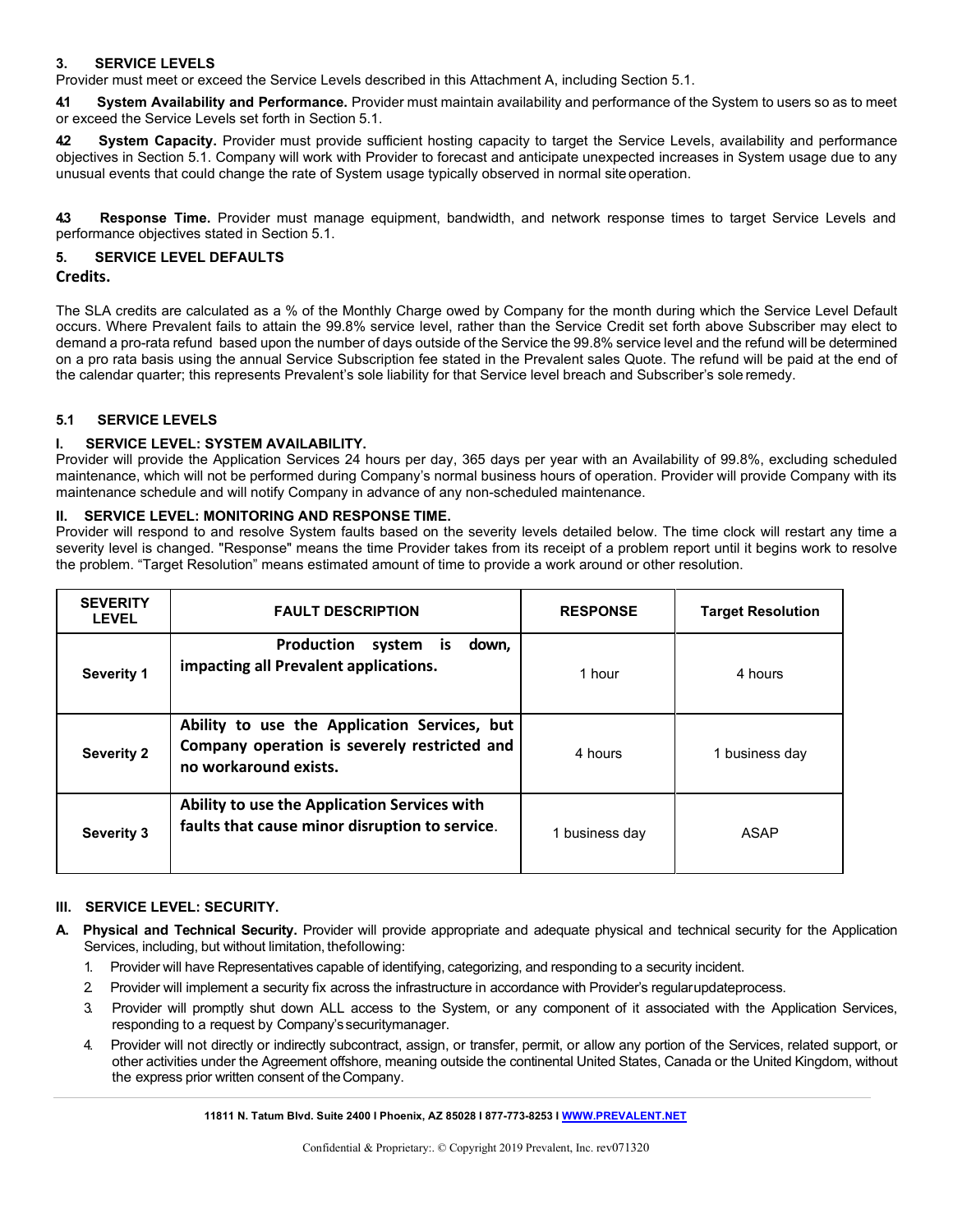### 3. SERVICE LEVELS

Provider must meet or exceed the Service Levels described in this Attachment A, including Section 5.1.

**4.1 System Availability and Performance.** Provider must maintain availability and performance of the System to users so as to meet or exceed the Service Levels set forth in Section 5.1.

**4.2 System Capacity.** Provider must provide sufficient hosting capacity to target the Service Levels, availability and performance objectives in Section 5.1. Company will work with Provider to forecast and anticipate unexpected increases in System usage due to any unusual events that could change the rate of System usage typically observed in normal site operation.

**4.3 Response Time.** Provider must manage equipment, bandwidth, and network response times to target Service Levels and performance objectives stated in Section 5.1.

### 5. SERVICE LEVEL DEFAULTS

**Credits.**

The SLA credits are calculated as a % of the Monthly Charge owed by Company for the month during which the Service Level Default occurs. Where Prevalent fails to attain the 99.8% service level, rather than the Service Credit set forth above Subscriber may elect to demand a pro-rata refund based upon the number of days outside of the Service the 99.8% service level and the refund will be determined on a pro rata basis using the annual Service Subscription fee stated in the Prevalent sales Quote. The refund will be paid at the end of the calendar quarter; this represents Prevalent's sole liability for that Service level breach and Subscriber's sole remedy.

### 5.1 SERVICE LEVELS

**I. SERVICE LEVEL: SYSTEM AVAILABILITY.**

Provider will provide the Application Services 24 hours per day, 365 days per year with an Availability of 99.8%, excluding scheduled maintenance, which will not be performed during Company's normal business hours of operation. Provider will provide Company with its maintenance schedule and will notify Company in advance of any non-scheduled maintenance.

**II. SERVICE LEVEL: MONITORING AND RESPONSE TIME.**

Provider will respond to and resolve System faults based on the severity levels detailed below. The time clock will restart any time a severity level is changed. "Response" means the time Provider takes from its receipt of a problem report until it begins work to resolve the problem. "Target Resolution" means estimated amount of time to provide a work around or other resolution.

| SEVERITY LEVEL | FAULT DESCRIPTION | RESPONSE | Target Resolution |
|---|---|---|---|
| Severity 1 | **Production system is down, impacting all Prevalent applications.** | 1 hour | 4 hours |
| Severity 2 | **Ability to use the Application Services, but Company operation is severely restricted and no workaround exists.** | 4 hours | 1 business day |
| Severity 3 | **Ability to use the Application Services with faults that cause minor disruption to service.** | 1 business day | ASAP |

**III. SERVICE LEVEL: SECURITY.**

**A. Physical and Technical Security.** Provider will provide appropriate and adequate physical and technical security for the Application Services, including, but without limitation, the following:

1. Provider will have Representatives capable of identifying, categorizing, and responding to a security incident.
2. Provider will implement a security fix across the infrastructure in accordance with Provider's regular update process.
3. Provider will promptly shut down ALL access to the System, or any component of it associated with the Application Services, responding to a request by Company's security manager.
4. Provider will not directly or indirectly subcontract, assign, or transfer, permit, or allow any portion of the Services, related support, or other activities under the Agreement offshore, meaning outside the continental United States, Canada or the United Kingdom, without the express prior written consent of the Company.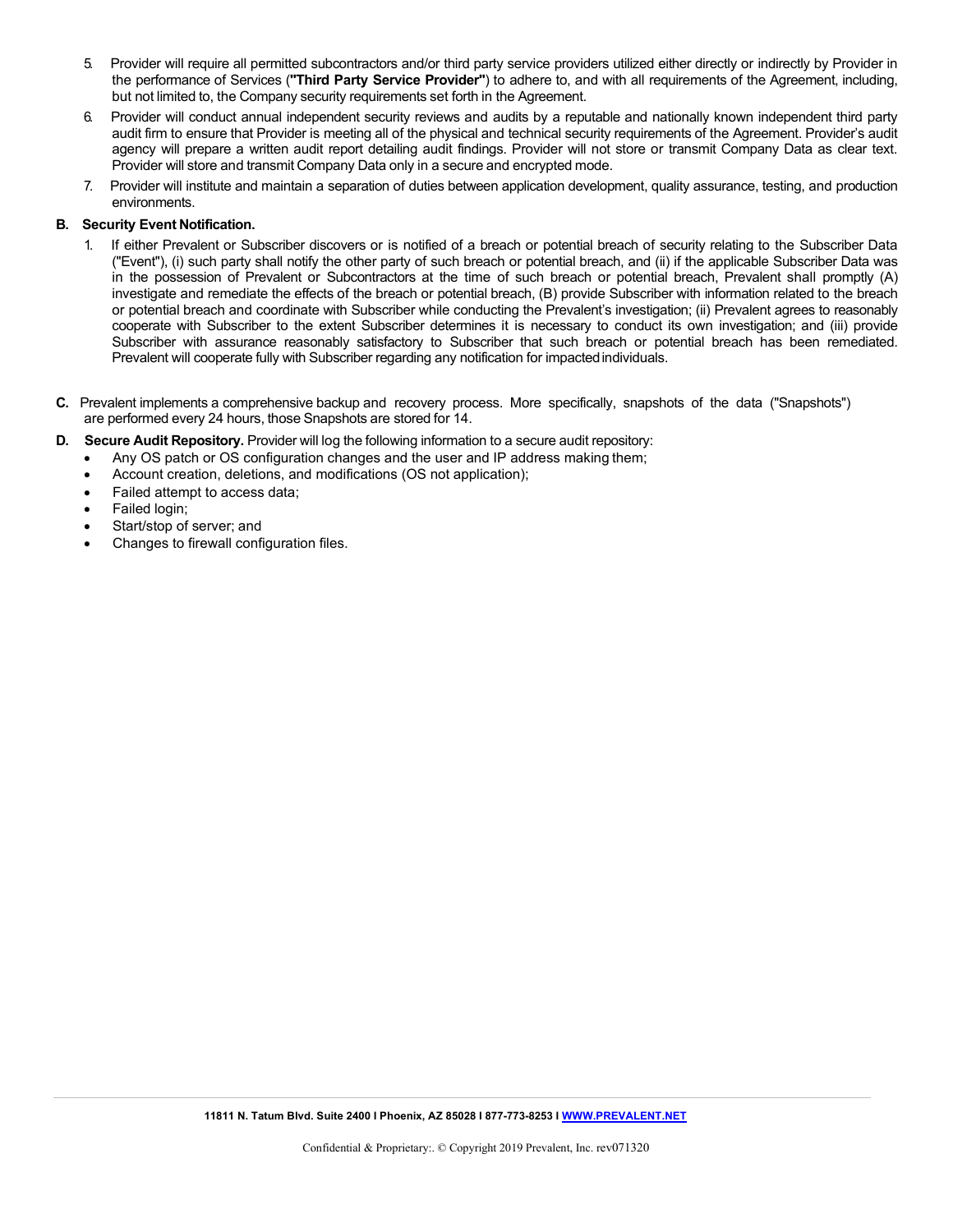5. Provider will require all permitted subcontractors and/or third party service providers utilized either directly or indirectly by Provider in the performance of Services (**"Third Party Service Provider"**) to adhere to, and with all requirements of the Agreement, including, but not limited to, the Company security requirements set forth in the Agreement.
6. Provider will conduct annual independent security reviews and audits by a reputable and nationally known independent third party audit firm to ensure that Provider is meeting all of the physical and technical security requirements of the Agreement. Provider's audit agency will prepare a written audit report detailing audit findings. Provider will not store or transmit Company Data as clear text. Provider will store and transmit Company Data only in a secure and encrypted mode.
7. Provider will institute and maintain a separation of duties between application development, quality assurance, testing, and production environments.

**B. Security Event Notification.**

1. If either Prevalent or Subscriber discovers or is notified of a breach or potential breach of security relating to the Subscriber Data ("Event"), (i) such party shall notify the other party of such breach or potential breach, and (ii) if the applicable Subscriber Data was in the possession of Prevalent or Subcontractors at the time of such breach or potential breach, Prevalent shall promptly (A) investigate and remediate the effects of the breach or potential breach, (B) provide Subscriber with information related to the breach or potential breach and coordinate with Subscriber while conducting the Prevalent's investigation; (ii) Prevalent agrees to reasonably cooperate with Subscriber to the extent Subscriber determines it is necessary to conduct its own investigation; and (iii) provide Subscriber with assurance reasonably satisfactory to Subscriber that such breach or potential breach has been remediated. Prevalent will cooperate fully with Subscriber regarding any notification for impacted individuals.

**C.** Prevalent implements a comprehensive backup and recovery process. More specifically, snapshots of the data ("Snapshots") are performed every 24 hours, those Snapshots are stored for 14.

**D. Secure Audit Repository.** Provider will log the following information to a secure audit repository:

- Any OS patch or OS configuration changes and the user and IP address making them;
- Account creation, deletions, and modifications (OS not application);
- Failed attempt to access data;
- Failed login;
- Start/stop of server; and
- Changes to firewall configuration files.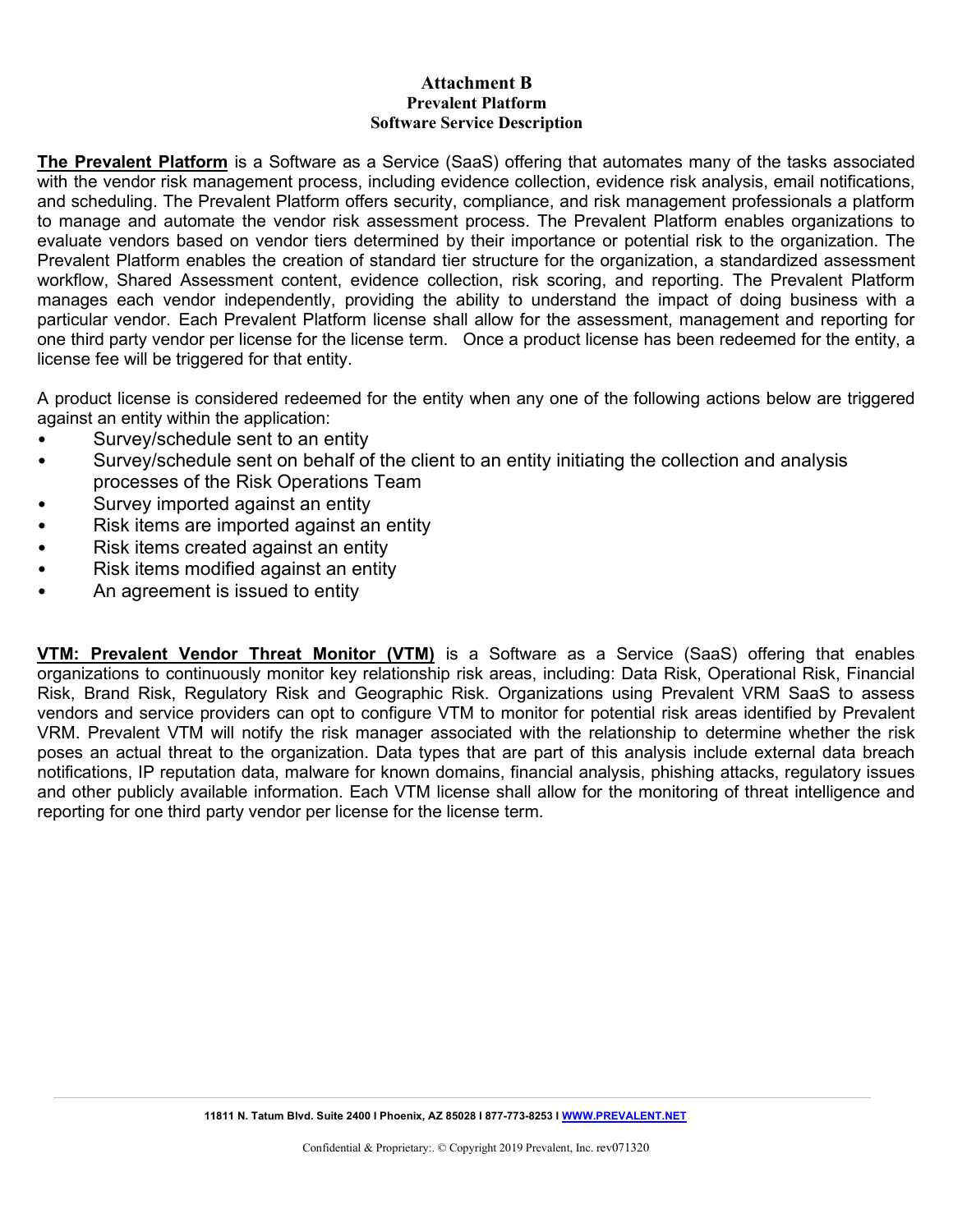**Attachment B**
**Prevalent Platform**
**Software Service Description**

**The Prevalent Platform** is a Software as a Service (SaaS) offering that automates many of the tasks associated with the vendor risk management process, including evidence collection, evidence risk analysis, email notifications, and scheduling. The Prevalent Platform offers security, compliance, and risk management professionals a platform to manage and automate the vendor risk assessment process. The Prevalent Platform enables organizations to evaluate vendors based on vendor tiers determined by their importance or potential risk to the organization. The Prevalent Platform enables the creation of standard tier structure for the organization, a standardized assessment workflow, Shared Assessment content, evidence collection, risk scoring, and reporting. The Prevalent Platform manages each vendor independently, providing the ability to understand the impact of doing business with a particular vendor. Each Prevalent Platform license shall allow for the assessment, management and reporting for one third party vendor per license for the license term. Once a product license has been redeemed for the entity, a license fee will be triggered for that entity.

A product license is considered redeemed for the entity when any one of the following actions below are triggered against an entity within the application:

- Survey/schedule sent to an entity
- Survey/schedule sent on behalf of the client to an entity initiating the collection and analysis processes of the Risk Operations Team
- Survey imported against an entity
- Risk items are imported against an entity
- Risk items created against an entity
- Risk items modified against an entity
- An agreement is issued to entity

**VTM: Prevalent Vendor Threat Monitor (VTM)** is a Software as a Service (SaaS) offering that enables organizations to continuously monitor key relationship risk areas, including: Data Risk, Operational Risk, Financial Risk, Brand Risk, Regulatory Risk and Geographic Risk. Organizations using Prevalent VRM SaaS to assess vendors and service providers can opt to configure VTM to monitor for potential risk areas identified by Prevalent VRM. Prevalent VTM will notify the risk manager associated with the relationship to determine whether the risk poses an actual threat to the organization. Data types that are part of this analysis include external data breach notifications, IP reputation data, malware for known domains, financial analysis, phishing attacks, regulatory issues and other publicly available information. Each VTM license shall allow for the monitoring of threat intelligence and reporting for one third party vendor per license for the license term.